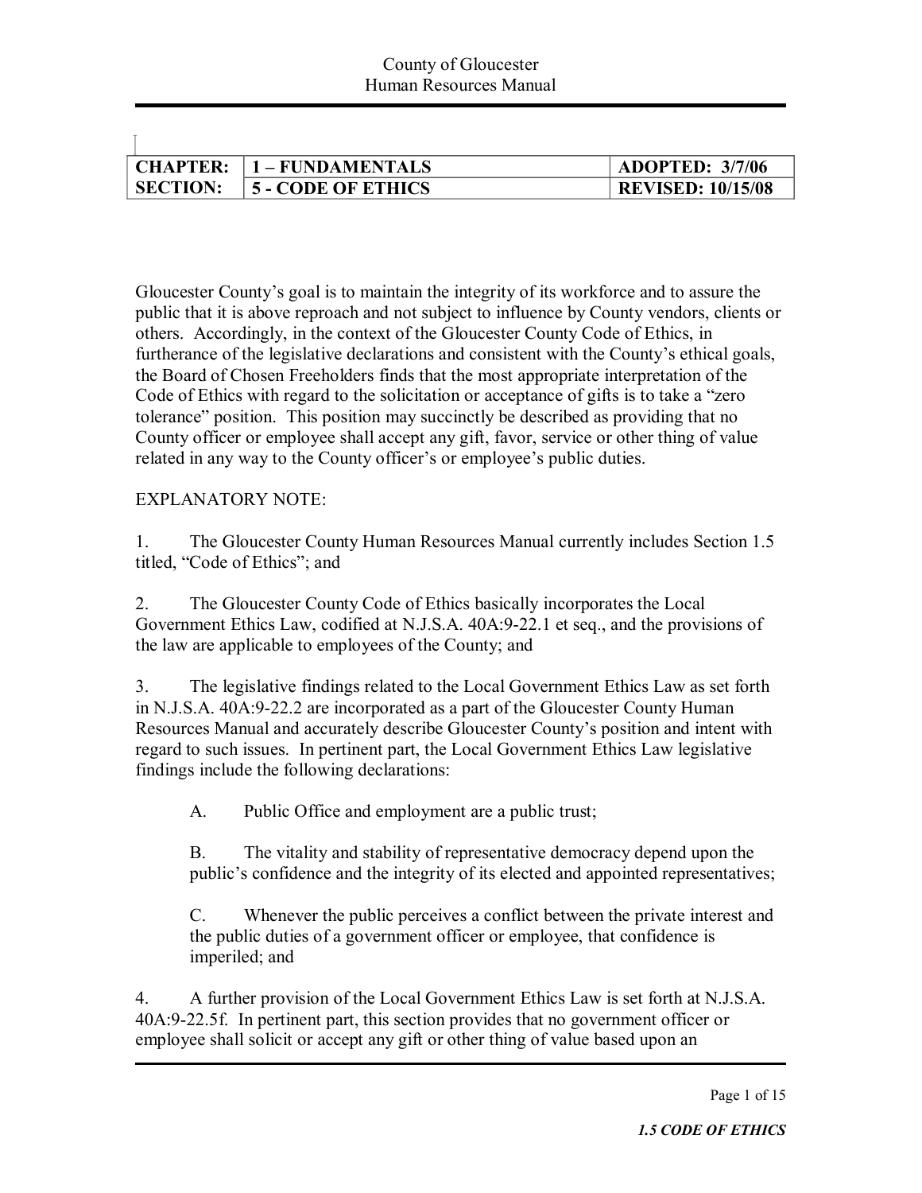| | | |
|---|---|---|
| **CHAPTER:** | **1 – FUNDAMENTALS** | **ADOPTED: 3/7/06** |
| **SECTION:** | **5 - CODE OF ETHICS** | **REVISED: 10/15/08** |

Gloucester County's goal is to maintain the integrity of its workforce and to assure the public that it is above reproach and not subject to influence by County vendors, clients or others. Accordingly, in the context of the Gloucester County Code of Ethics, in furtherance of the legislative declarations and consistent with the County's ethical goals, the Board of Chosen Freeholders finds that the most appropriate interpretation of the Code of Ethics with regard to the solicitation or acceptance of gifts is to take a "zero tolerance" position. This position may succinctly be described as providing that no County officer or employee shall accept any gift, favor, service or other thing of value related in any way to the County officer's or employee's public duties.

EXPLANATORY NOTE:

1. The Gloucester County Human Resources Manual currently includes Section 1.5 titled, "Code of Ethics"; and

2. The Gloucester County Code of Ethics basically incorporates the Local Government Ethics Law, codified at N.J.S.A. 40A:9-22.1 et seq., and the provisions of the law are applicable to employees of the County; and

3. The legislative findings related to the Local Government Ethics Law as set forth in N.J.S.A. 40A:9-22.2 are incorporated as a part of the Gloucester County Human Resources Manual and accurately describe Gloucester County's position and intent with regard to such issues. In pertinent part, the Local Government Ethics Law legislative findings include the following declarations:

> A. Public Office and employment are a public trust;
>
> B. The vitality and stability of representative democracy depend upon the public's confidence and the integrity of its elected and appointed representatives;
>
> C. Whenever the public perceives a conflict between the private interest and the public duties of a government officer or employee, that confidence is imperiled; and

4. A further provision of the Local Government Ethics Law is set forth at N.J.S.A. 40A:9-22.5f. In pertinent part, this section provides that no government officer or employee shall solicit or accept any gift or other thing of value based upon an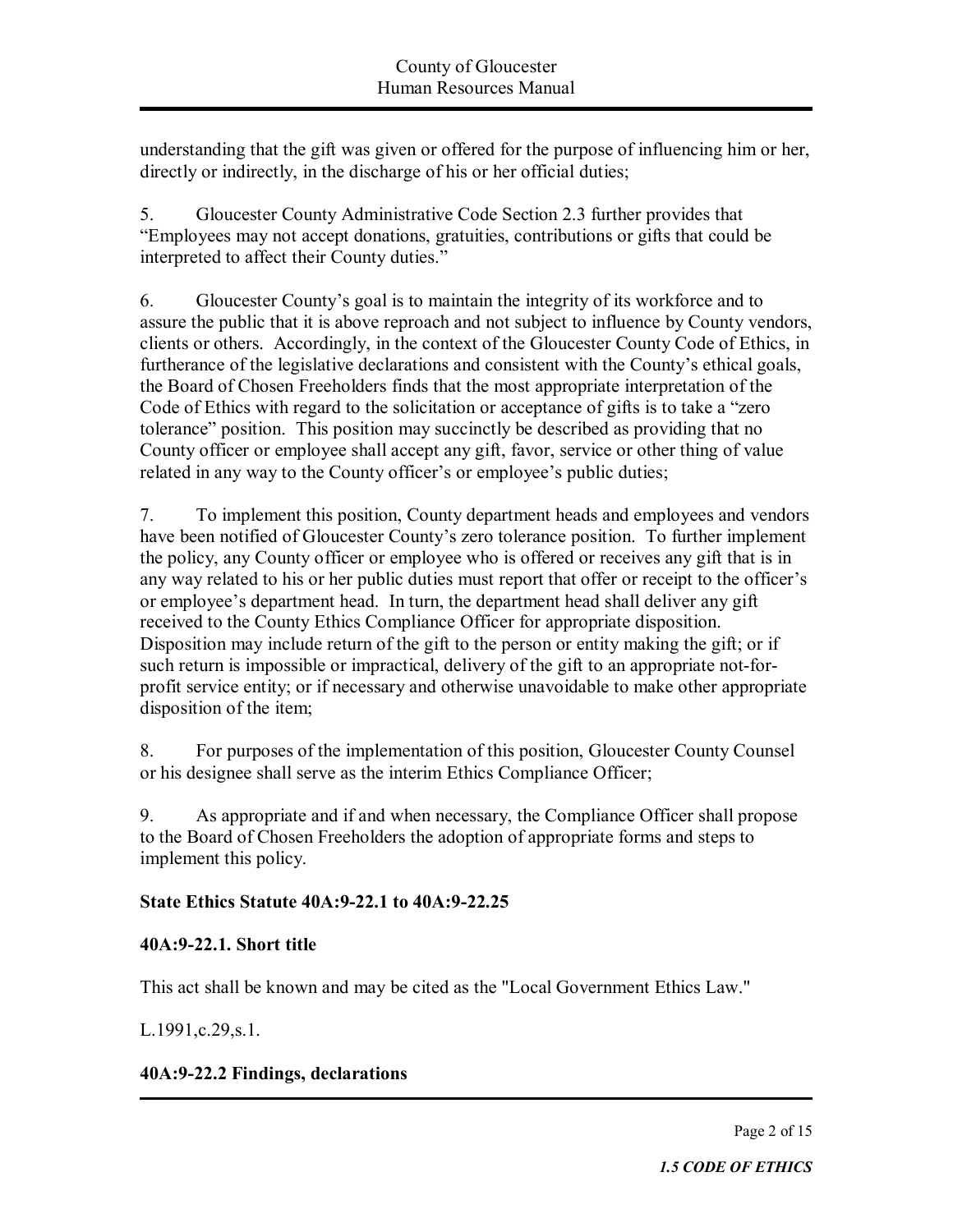understanding that the gift was given or offered for the purpose of influencing him or her, directly or indirectly, in the discharge of his or her official duties;

5. Gloucester County Administrative Code Section 2.3 further provides that "Employees may not accept donations, gratuities, contributions or gifts that could be interpreted to affect their County duties."

6. Gloucester County's goal is to maintain the integrity of its workforce and to assure the public that it is above reproach and not subject to influence by County vendors, clients or others. Accordingly, in the context of the Gloucester County Code of Ethics, in furtherance of the legislative declarations and consistent with the County's ethical goals, the Board of Chosen Freeholders finds that the most appropriate interpretation of the Code of Ethics with regard to the solicitation or acceptance of gifts is to take a "zero tolerance" position. This position may succinctly be described as providing that no County officer or employee shall accept any gift, favor, service or other thing of value related in any way to the County officer's or employee's public duties;

7. To implement this position, County department heads and employees and vendors have been notified of Gloucester County's zero tolerance position. To further implement the policy, any County officer or employee who is offered or receives any gift that is in any way related to his or her public duties must report that offer or receipt to the officer's or employee's department head. In turn, the department head shall deliver any gift received to the County Ethics Compliance Officer for appropriate disposition. Disposition may include return of the gift to the person or entity making the gift; or if such return is impossible or impractical, delivery of the gift to an appropriate not-for-profit service entity; or if necessary and otherwise unavoidable to make other appropriate disposition of the item;

8. For purposes of the implementation of this position, Gloucester County Counsel or his designee shall serve as the interim Ethics Compliance Officer;

9. As appropriate and if and when necessary, the Compliance Officer shall propose to the Board of Chosen Freeholders the adoption of appropriate forms and steps to implement this policy.

**State Ethics Statute 40A:9-22.1 to 40A:9-22.25**

**40A:9-22.1. Short title**

This act shall be known and may be cited as the "Local Government Ethics Law."

L.1991,c.29,s.1.

**40A:9-22.2 Findings, declarations**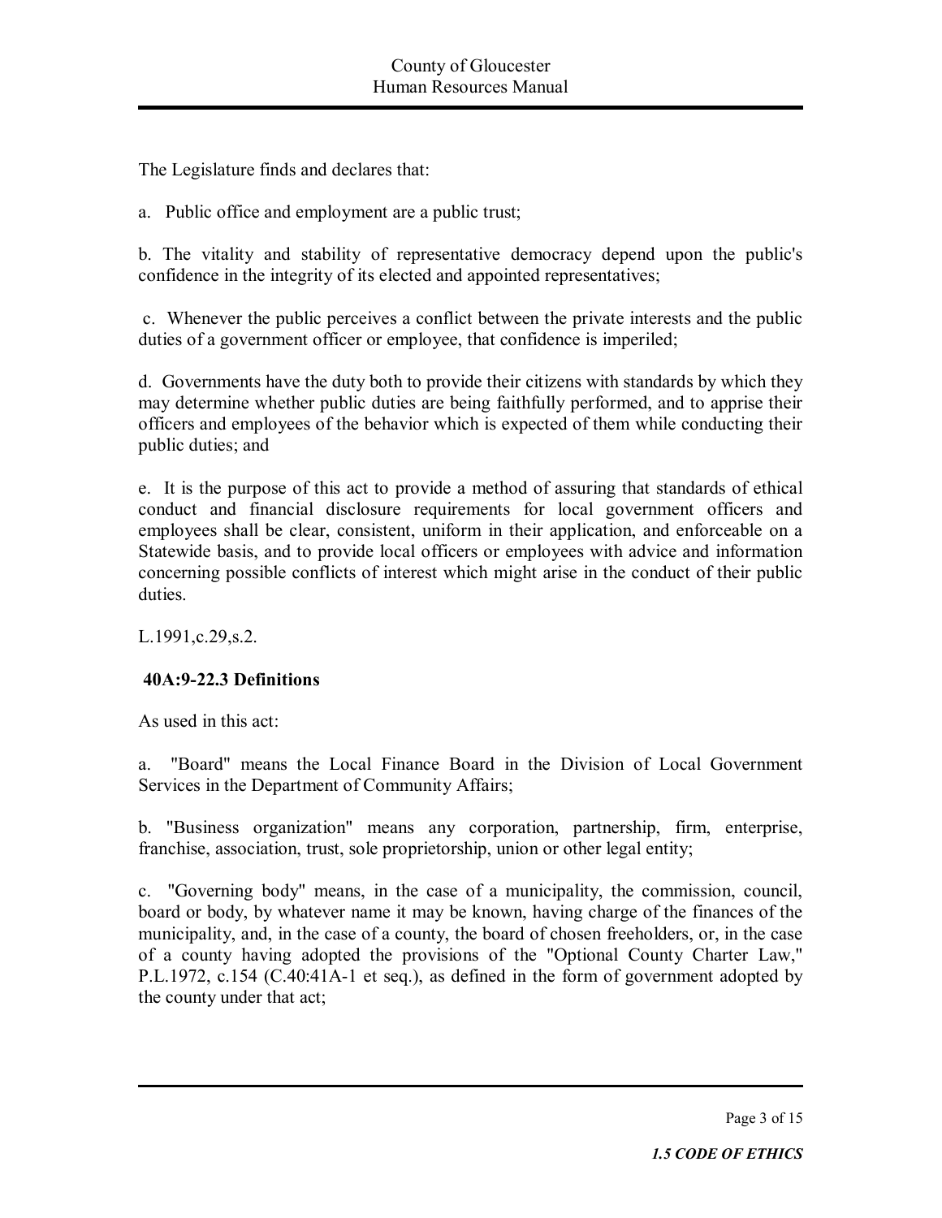The Legislature finds and declares that:

a. Public office and employment are a public trust;

b. The vitality and stability of representative democracy depend upon the public's confidence in the integrity of its elected and appointed representatives;

c. Whenever the public perceives a conflict between the private interests and the public duties of a government officer or employee, that confidence is imperiled;

d. Governments have the duty both to provide their citizens with standards by which they may determine whether public duties are being faithfully performed, and to apprise their officers and employees of the behavior which is expected of them while conducting their public duties; and

e. It is the purpose of this act to provide a method of assuring that standards of ethical conduct and financial disclosure requirements for local government officers and employees shall be clear, consistent, uniform in their application, and enforceable on a Statewide basis, and to provide local officers or employees with advice and information concerning possible conflicts of interest which might arise in the conduct of their public duties.

L.1991,c.29,s.2.

**40A:9-22.3 Definitions**

As used in this act:

a. "Board" means the Local Finance Board in the Division of Local Government Services in the Department of Community Affairs;

b. "Business organization" means any corporation, partnership, firm, enterprise, franchise, association, trust, sole proprietorship, union or other legal entity;

c. "Governing body" means, in the case of a municipality, the commission, council, board or body, by whatever name it may be known, having charge of the finances of the municipality, and, in the case of a county, the board of chosen freeholders, or, in the case of a county having adopted the provisions of the "Optional County Charter Law," P.L.1972, c.154 (C.40:41A-1 et seq.), as defined in the form of government adopted by the county under that act;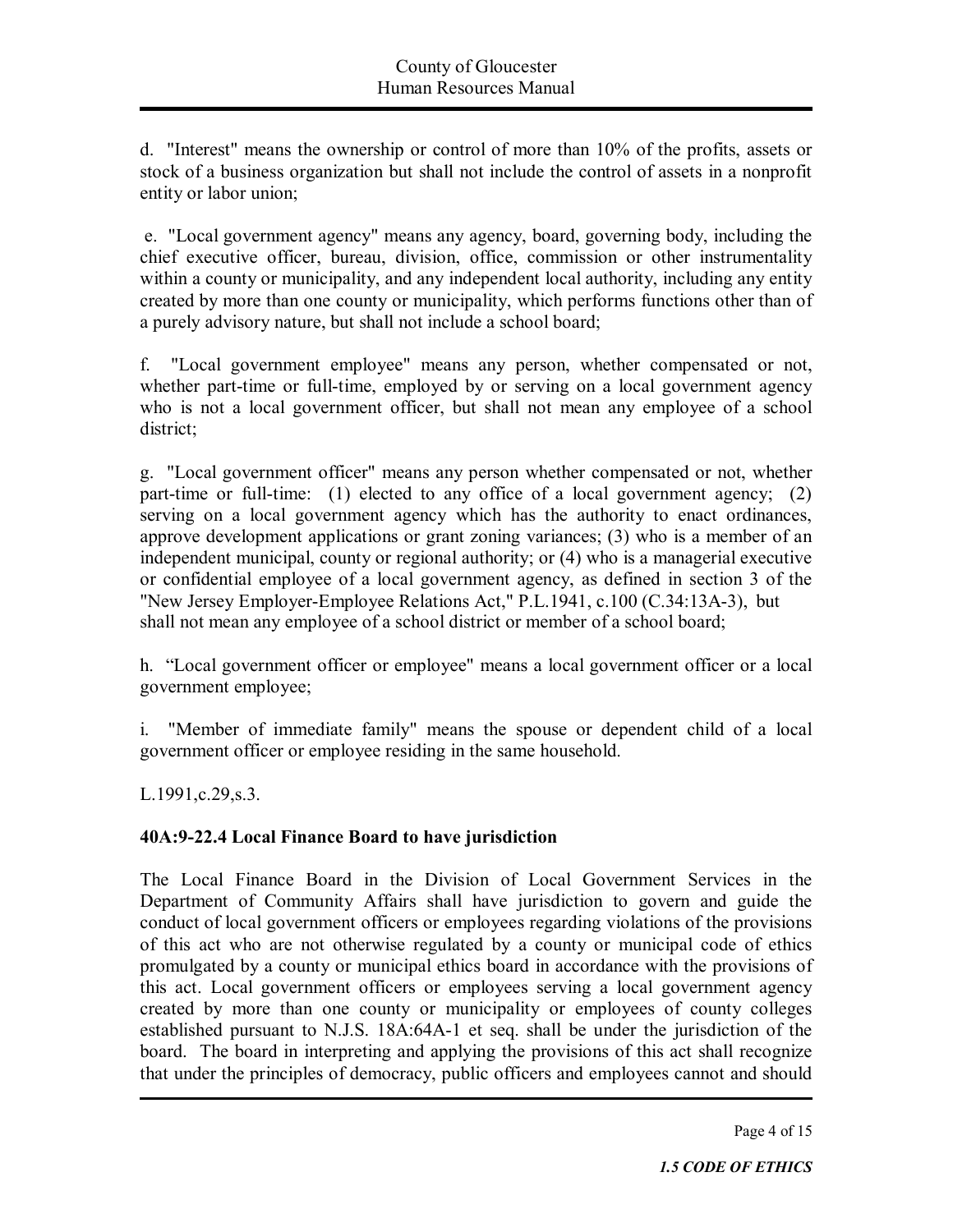d. "Interest" means the ownership or control of more than 10% of the profits, assets or stock of a business organization but shall not include the control of assets in a nonprofit entity or labor union;

e. "Local government agency" means any agency, board, governing body, including the chief executive officer, bureau, division, office, commission or other instrumentality within a county or municipality, and any independent local authority, including any entity created by more than one county or municipality, which performs functions other than of a purely advisory nature, but shall not include a school board;

f. "Local government employee" means any person, whether compensated or not, whether part-time or full-time, employed by or serving on a local government agency who is not a local government officer, but shall not mean any employee of a school district;

g. "Local government officer" means any person whether compensated or not, whether part-time or full-time: (1) elected to any office of a local government agency; (2) serving on a local government agency which has the authority to enact ordinances, approve development applications or grant zoning variances; (3) who is a member of an independent municipal, county or regional authority; or (4) who is a managerial executive or confidential employee of a local government agency, as defined in section 3 of the "New Jersey Employer-Employee Relations Act," P.L.1941, c.100 (C.34:13A-3), but shall not mean any employee of a school district or member of a school board;

h. "Local government officer or employee" means a local government officer or a local government employee;

i. "Member of immediate family" means the spouse or dependent child of a local government officer or employee residing in the same household.

L.1991,c.29,s.3.

### 40A:9-22.4 Local Finance Board to have jurisdiction

The Local Finance Board in the Division of Local Government Services in the Department of Community Affairs shall have jurisdiction to govern and guide the conduct of local government officers or employees regarding violations of the provisions of this act who are not otherwise regulated by a county or municipal code of ethics promulgated by a county or municipal ethics board in accordance with the provisions of this act. Local government officers or employees serving a local government agency created by more than one county or municipality or employees of county colleges established pursuant to N.J.S. 18A:64A-1 et seq. shall be under the jurisdiction of the board. The board in interpreting and applying the provisions of this act shall recognize that under the principles of democracy, public officers and employees cannot and should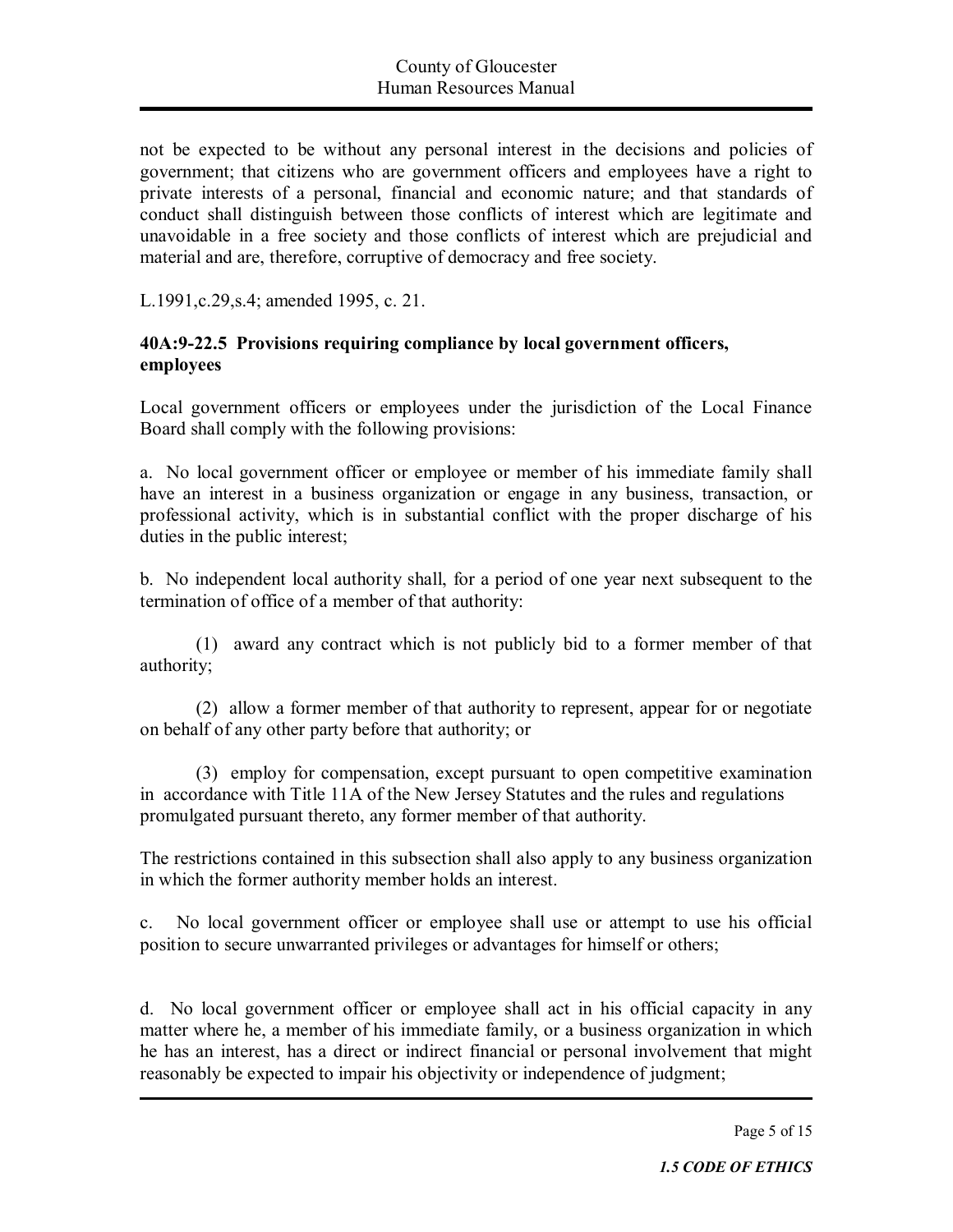not be expected to be without any personal interest in the decisions and policies of government; that citizens who are government officers and employees have a right to private interests of a personal, financial and economic nature; and that standards of conduct shall distinguish between those conflicts of interest which are legitimate and unavoidable in a free society and those conflicts of interest which are prejudicial and material and are, therefore, corruptive of democracy and free society.

L.1991,c.29,s.4; amended 1995, c. 21.

**40A:9-22.5 Provisions requiring compliance by local government officers, employees**

Local government officers or employees under the jurisdiction of the Local Finance Board shall comply with the following provisions:

a. No local government officer or employee or member of his immediate family shall have an interest in a business organization or engage in any business, transaction, or professional activity, which is in substantial conflict with the proper discharge of his duties in the public interest;

b. No independent local authority shall, for a period of one year next subsequent to the termination of office of a member of that authority:

(1) award any contract which is not publicly bid to a former member of that authority;

(2) allow a former member of that authority to represent, appear for or negotiate on behalf of any other party before that authority; or

(3) employ for compensation, except pursuant to open competitive examination in accordance with Title 11A of the New Jersey Statutes and the rules and regulations promulgated pursuant thereto, any former member of that authority.

The restrictions contained in this subsection shall also apply to any business organization in which the former authority member holds an interest.

c. No local government officer or employee shall use or attempt to use his official position to secure unwarranted privileges or advantages for himself or others;

d. No local government officer or employee shall act in his official capacity in any matter where he, a member of his immediate family, or a business organization in which he has an interest, has a direct or indirect financial or personal involvement that might reasonably be expected to impair his objectivity or independence of judgment;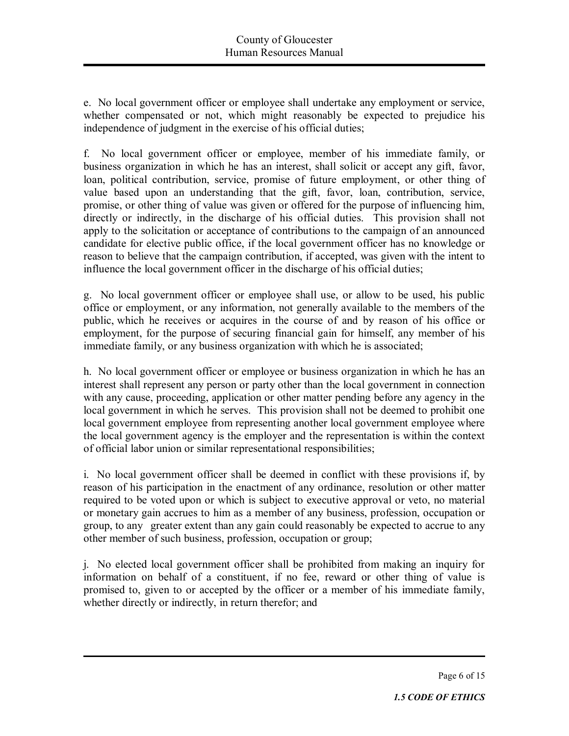e. No local government officer or employee shall undertake any employment or service, whether compensated or not, which might reasonably be expected to prejudice his independence of judgment in the exercise of his official duties;

f. No local government officer or employee, member of his immediate family, or business organization in which he has an interest, shall solicit or accept any gift, favor, loan, political contribution, service, promise of future employment, or other thing of value based upon an understanding that the gift, favor, loan, contribution, service, promise, or other thing of value was given or offered for the purpose of influencing him, directly or indirectly, in the discharge of his official duties. This provision shall not apply to the solicitation or acceptance of contributions to the campaign of an announced candidate for elective public office, if the local government officer has no knowledge or reason to believe that the campaign contribution, if accepted, was given with the intent to influence the local government officer in the discharge of his official duties;

g. No local government officer or employee shall use, or allow to be used, his public office or employment, or any information, not generally available to the members of the public, which he receives or acquires in the course of and by reason of his office or employment, for the purpose of securing financial gain for himself, any member of his immediate family, or any business organization with which he is associated;

h. No local government officer or employee or business organization in which he has an interest shall represent any person or party other than the local government in connection with any cause, proceeding, application or other matter pending before any agency in the local government in which he serves. This provision shall not be deemed to prohibit one local government employee from representing another local government employee where the local government agency is the employer and the representation is within the context of official labor union or similar representational responsibilities;

i. No local government officer shall be deemed in conflict with these provisions if, by reason of his participation in the enactment of any ordinance, resolution or other matter required to be voted upon or which is subject to executive approval or veto, no material or monetary gain accrues to him as a member of any business, profession, occupation or group, to any greater extent than any gain could reasonably be expected to accrue to any other member of such business, profession, occupation or group;

j. No elected local government officer shall be prohibited from making an inquiry for information on behalf of a constituent, if no fee, reward or other thing of value is promised to, given to or accepted by the officer or a member of his immediate family, whether directly or indirectly, in return therefor; and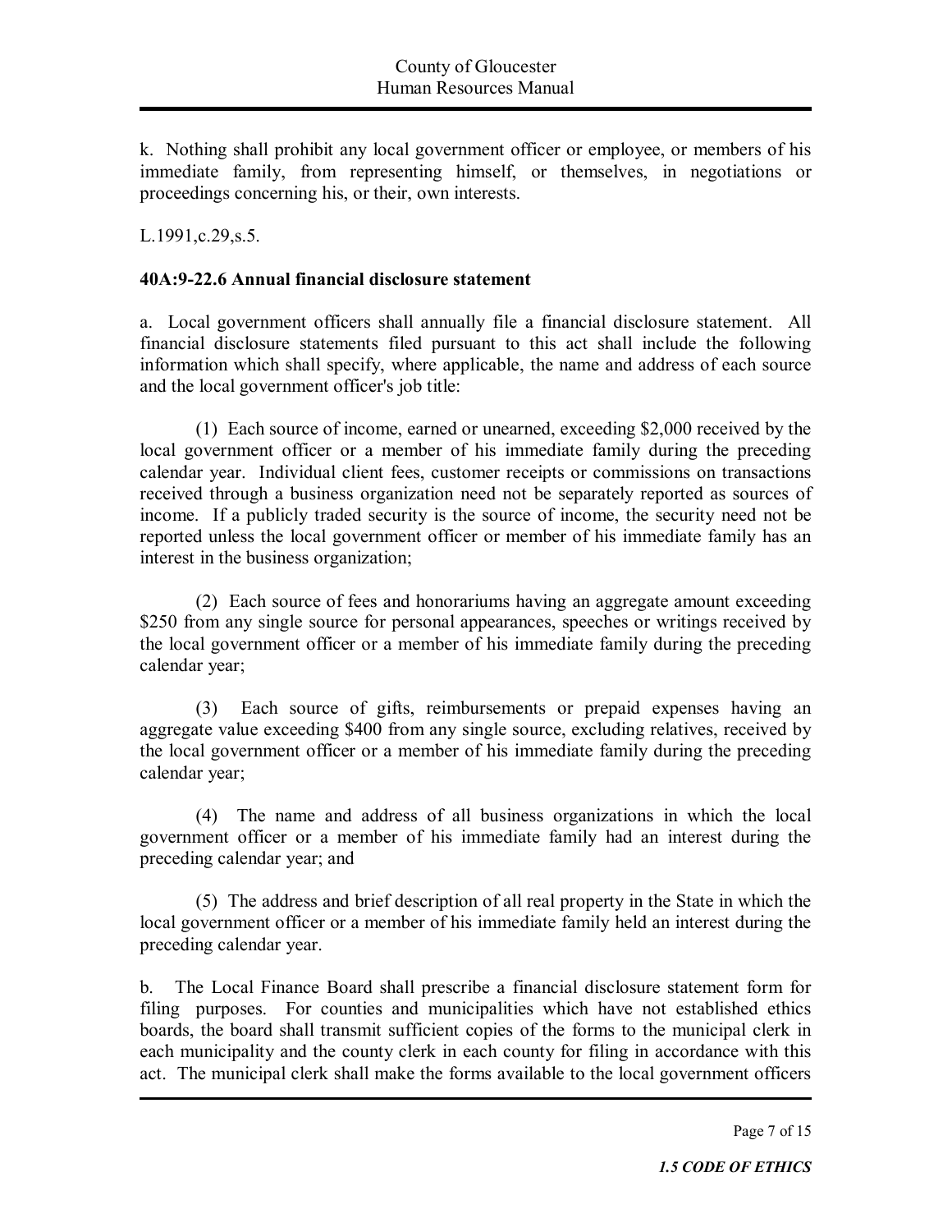k. Nothing shall prohibit any local government officer or employee, or members of his immediate family, from representing himself, or themselves, in negotiations or proceedings concerning his, or their, own interests.

L.1991,c.29,s.5.

**40A:9-22.6 Annual financial disclosure statement**

a. Local government officers shall annually file a financial disclosure statement. All financial disclosure statements filed pursuant to this act shall include the following information which shall specify, where applicable, the name and address of each source and the local government officer's job title:

(1) Each source of income, earned or unearned, exceeding $2,000 received by the local government officer or a member of his immediate family during the preceding calendar year. Individual client fees, customer receipts or commissions on transactions received through a business organization need not be separately reported as sources of income. If a publicly traded security is the source of income, the security need not be reported unless the local government officer or member of his immediate family has an interest in the business organization;

(2) Each source of fees and honorariums having an aggregate amount exceeding $250 from any single source for personal appearances, speeches or writings received by the local government officer or a member of his immediate family during the preceding calendar year;

(3) Each source of gifts, reimbursements or prepaid expenses having an aggregate value exceeding $400 from any single source, excluding relatives, received by the local government officer or a member of his immediate family during the preceding calendar year;

(4) The name and address of all business organizations in which the local government officer or a member of his immediate family had an interest during the preceding calendar year; and

(5) The address and brief description of all real property in the State in which the local government officer or a member of his immediate family held an interest during the preceding calendar year.

b. The Local Finance Board shall prescribe a financial disclosure statement form for filing purposes. For counties and municipalities which have not established ethics boards, the board shall transmit sufficient copies of the forms to the municipal clerk in each municipality and the county clerk in each county for filing in accordance with this act. The municipal clerk shall make the forms available to the local government officers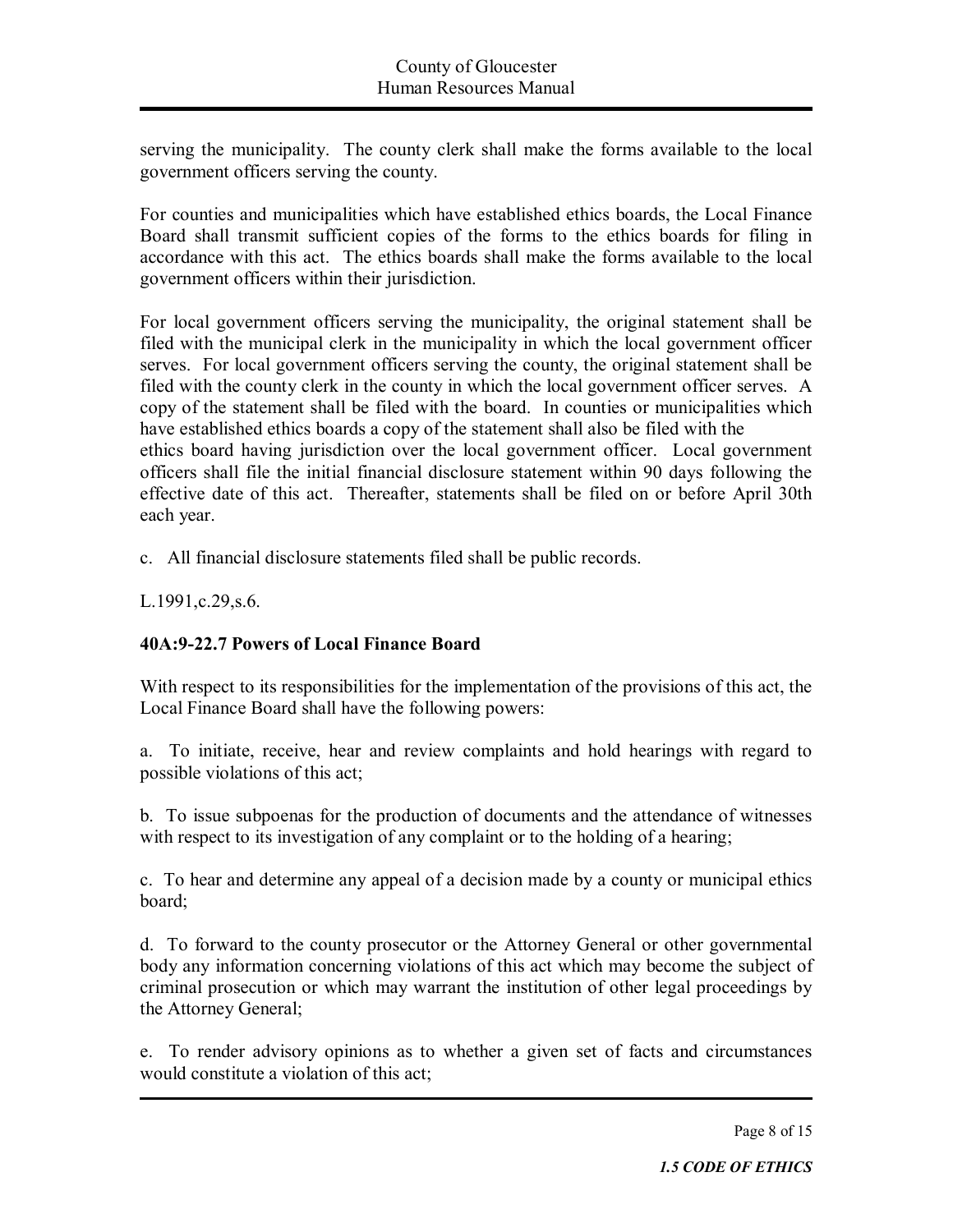serving the municipality. The county clerk shall make the forms available to the local government officers serving the county.

For counties and municipalities which have established ethics boards, the Local Finance Board shall transmit sufficient copies of the forms to the ethics boards for filing in accordance with this act. The ethics boards shall make the forms available to the local government officers within their jurisdiction.

For local government officers serving the municipality, the original statement shall be filed with the municipal clerk in the municipality in which the local government officer serves. For local government officers serving the county, the original statement shall be filed with the county clerk in the county in which the local government officer serves. A copy of the statement shall be filed with the board. In counties or municipalities which have established ethics boards a copy of the statement shall also be filed with the ethics board having jurisdiction over the local government officer. Local government officers shall file the initial financial disclosure statement within 90 days following the effective date of this act. Thereafter, statements shall be filed on or before April 30th each year.

c. All financial disclosure statements filed shall be public records.

L.1991,c.29,s.6.

**40A:9-22.7 Powers of Local Finance Board**

With respect to its responsibilities for the implementation of the provisions of this act, the Local Finance Board shall have the following powers:

a. To initiate, receive, hear and review complaints and hold hearings with regard to possible violations of this act;

b. To issue subpoenas for the production of documents and the attendance of witnesses with respect to its investigation of any complaint or to the holding of a hearing;

c. To hear and determine any appeal of a decision made by a county or municipal ethics board;

d. To forward to the county prosecutor or the Attorney General or other governmental body any information concerning violations of this act which may become the subject of criminal prosecution or which may warrant the institution of other legal proceedings by the Attorney General;

e. To render advisory opinions as to whether a given set of facts and circumstances would constitute a violation of this act;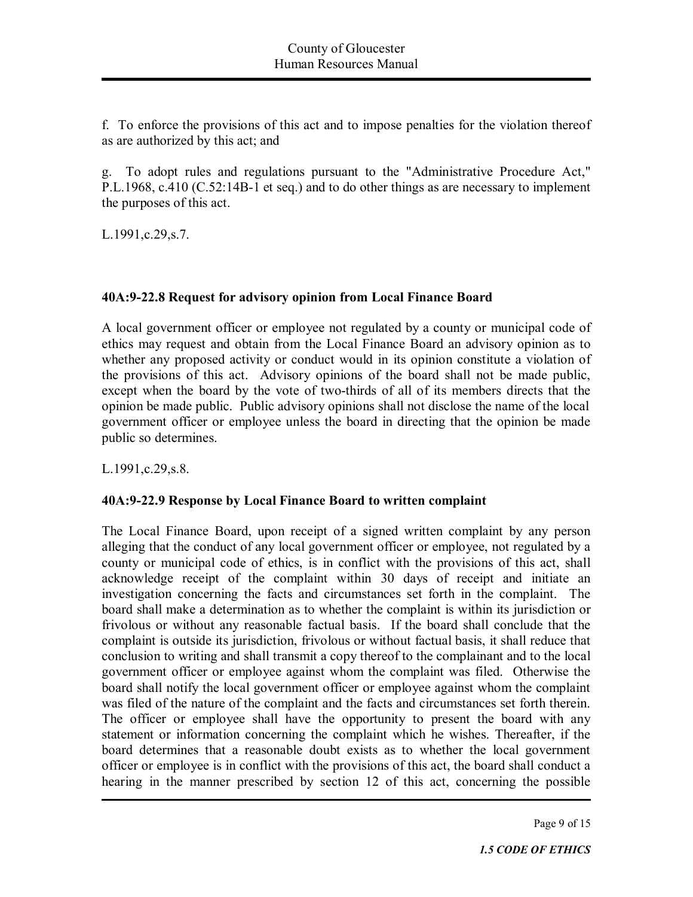f. To enforce the provisions of this act and to impose penalties for the violation thereof as are authorized by this act; and

g. To adopt rules and regulations pursuant to the "Administrative Procedure Act," P.L.1968, c.410 (C.52:14B-1 et seq.) and to do other things as are necessary to implement the purposes of this act.

L.1991,c.29,s.7.

**40A:9-22.8 Request for advisory opinion from Local Finance Board**

A local government officer or employee not regulated by a county or municipal code of ethics may request and obtain from the Local Finance Board an advisory opinion as to whether any proposed activity or conduct would in its opinion constitute a violation of the provisions of this act. Advisory opinions of the board shall not be made public, except when the board by the vote of two-thirds of all of its members directs that the opinion be made public. Public advisory opinions shall not disclose the name of the local government officer or employee unless the board in directing that the opinion be made public so determines.

L.1991,c.29,s.8.

**40A:9-22.9 Response by Local Finance Board to written complaint**

The Local Finance Board, upon receipt of a signed written complaint by any person alleging that the conduct of any local government officer or employee, not regulated by a county or municipal code of ethics, is in conflict with the provisions of this act, shall acknowledge receipt of the complaint within 30 days of receipt and initiate an investigation concerning the facts and circumstances set forth in the complaint. The board shall make a determination as to whether the complaint is within its jurisdiction or frivolous or without any reasonable factual basis. If the board shall conclude that the complaint is outside its jurisdiction, frivolous or without factual basis, it shall reduce that conclusion to writing and shall transmit a copy thereof to the complainant and to the local government officer or employee against whom the complaint was filed. Otherwise the board shall notify the local government officer or employee against whom the complaint was filed of the nature of the complaint and the facts and circumstances set forth therein. The officer or employee shall have the opportunity to present the board with any statement or information concerning the complaint which he wishes. Thereafter, if the board determines that a reasonable doubt exists as to whether the local government officer or employee is in conflict with the provisions of this act, the board shall conduct a hearing in the manner prescribed by section 12 of this act, concerning the possible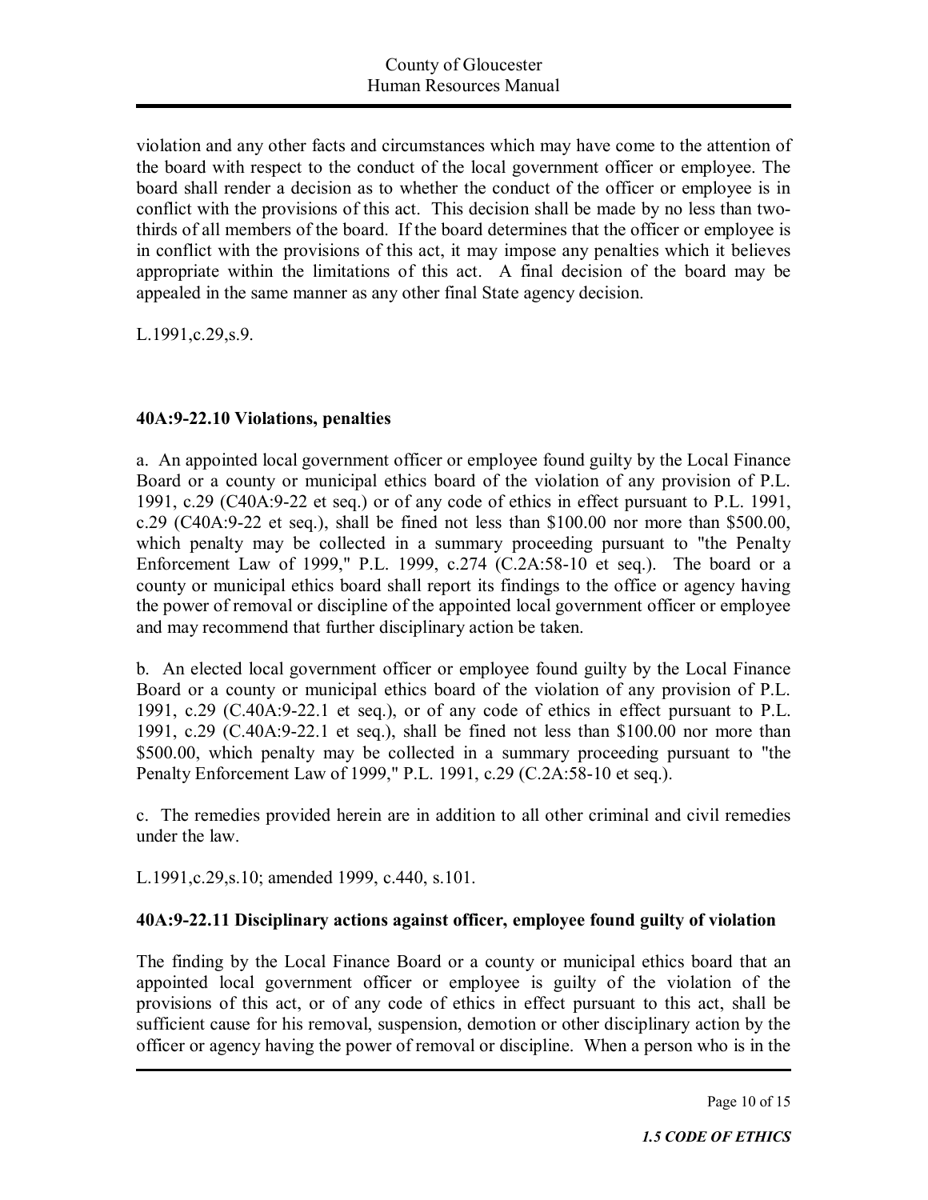violation and any other facts and circumstances which may have come to the attention of the board with respect to the conduct of the local government officer or employee. The board shall render a decision as to whether the conduct of the officer or employee is in conflict with the provisions of this act. This decision shall be made by no less than two-thirds of all members of the board. If the board determines that the officer or employee is in conflict with the provisions of this act, it may impose any penalties which it believes appropriate within the limitations of this act. A final decision of the board may be appealed in the same manner as any other final State agency decision.

L.1991,c.29,s.9.

**40A:9-22.10 Violations, penalties**

a. An appointed local government officer or employee found guilty by the Local Finance Board or a county or municipal ethics board of the violation of any provision of P.L. 1991, c.29 (C40A:9-22 et seq.) or of any code of ethics in effect pursuant to P.L. 1991, c.29 (C40A:9-22 et seq.), shall be fined not less than $100.00 nor more than $500.00, which penalty may be collected in a summary proceeding pursuant to "the Penalty Enforcement Law of 1999," P.L. 1999, c.274 (C.2A:58-10 et seq.). The board or a county or municipal ethics board shall report its findings to the office or agency having the power of removal or discipline of the appointed local government officer or employee and may recommend that further disciplinary action be taken.

b. An elected local government officer or employee found guilty by the Local Finance Board or a county or municipal ethics board of the violation of any provision of P.L. 1991, c.29 (C.40A:9-22.1 et seq.), or of any code of ethics in effect pursuant to P.L. 1991, c.29 (C.40A:9-22.1 et seq.), shall be fined not less than $100.00 nor more than $500.00, which penalty may be collected in a summary proceeding pursuant to "the Penalty Enforcement Law of 1999," P.L. 1991, c.29 (C.2A:58-10 et seq.).

c. The remedies provided herein are in addition to all other criminal and civil remedies under the law.

L.1991,c.29,s.10; amended 1999, c.440, s.101.

**40A:9-22.11 Disciplinary actions against officer, employee found guilty of violation**

The finding by the Local Finance Board or a county or municipal ethics board that an appointed local government officer or employee is guilty of the violation of the provisions of this act, or of any code of ethics in effect pursuant to this act, shall be sufficient cause for his removal, suspension, demotion or other disciplinary action by the officer or agency having the power of removal or discipline. When a person who is in the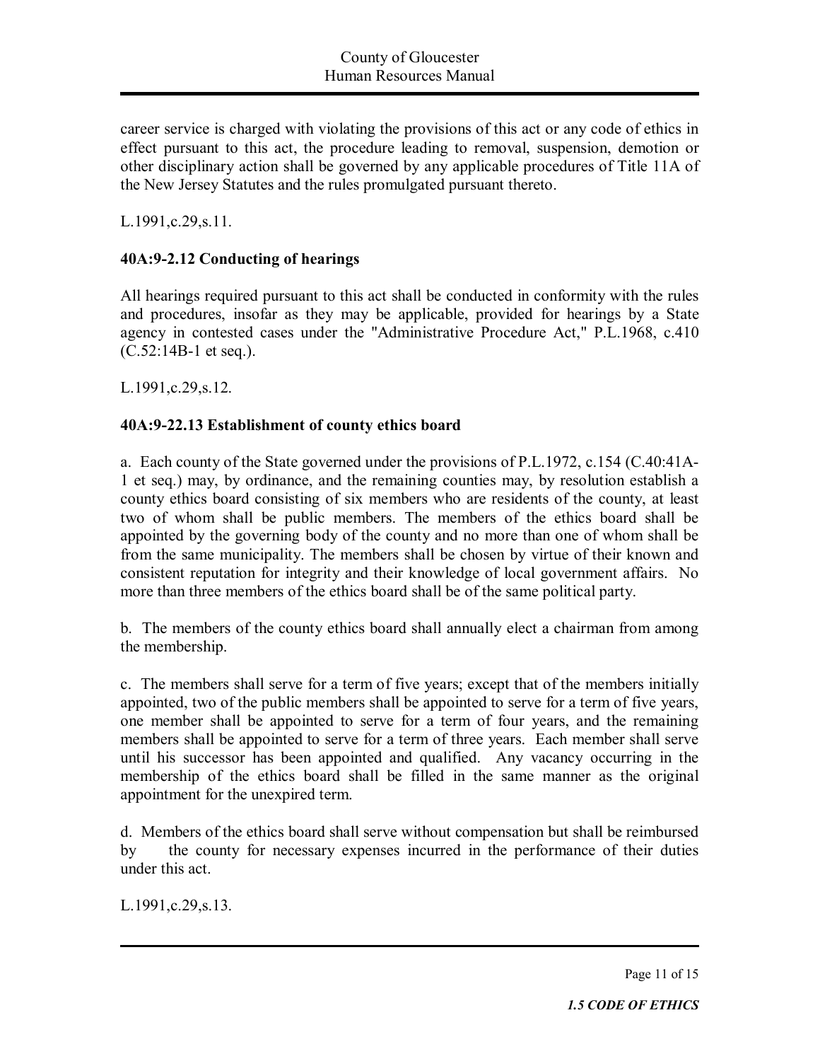career service is charged with violating the provisions of this act or any code of ethics in effect pursuant to this act, the procedure leading to removal, suspension, demotion or other disciplinary action shall be governed by any applicable procedures of Title 11A of the New Jersey Statutes and the rules promulgated pursuant thereto.

L.1991,c.29,s.11.

**40A:9-2.12 Conducting of hearings**

All hearings required pursuant to this act shall be conducted in conformity with the rules and procedures, insofar as they may be applicable, provided for hearings by a State agency in contested cases under the "Administrative Procedure Act," P.L.1968, c.410 (C.52:14B-1 et seq.).

L.1991,c.29,s.12.

**40A:9-22.13 Establishment of county ethics board**

a. Each county of the State governed under the provisions of P.L.1972, c.154 (C.40:41A-1 et seq.) may, by ordinance, and the remaining counties may, by resolution establish a county ethics board consisting of six members who are residents of the county, at least two of whom shall be public members. The members of the ethics board shall be appointed by the governing body of the county and no more than one of whom shall be from the same municipality. The members shall be chosen by virtue of their known and consistent reputation for integrity and their knowledge of local government affairs. No more than three members of the ethics board shall be of the same political party.

b. The members of the county ethics board shall annually elect a chairman from among the membership.

c. The members shall serve for a term of five years; except that of the members initially appointed, two of the public members shall be appointed to serve for a term of five years, one member shall be appointed to serve for a term of four years, and the remaining members shall be appointed to serve for a term of three years. Each member shall serve until his successor has been appointed and qualified. Any vacancy occurring in the membership of the ethics board shall be filled in the same manner as the original appointment for the unexpired term.

d. Members of the ethics board shall serve without compensation but shall be reimbursed by the county for necessary expenses incurred in the performance of their duties under this act.

L.1991,c.29,s.13.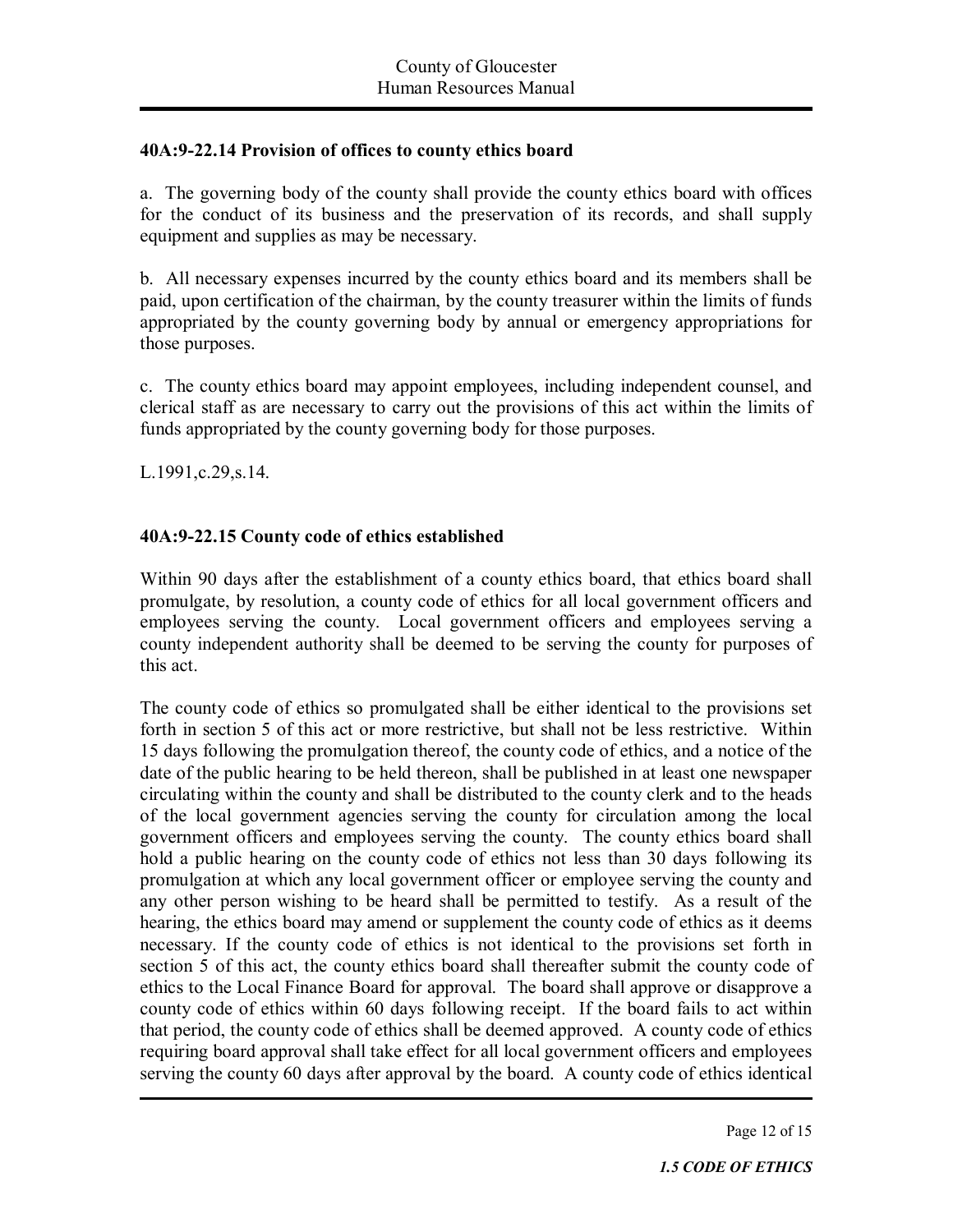**40A:9-22.14 Provision of offices to county ethics board**

a. The governing body of the county shall provide the county ethics board with offices for the conduct of its business and the preservation of its records, and shall supply equipment and supplies as may be necessary.

b. All necessary expenses incurred by the county ethics board and its members shall be paid, upon certification of the chairman, by the county treasurer within the limits of funds appropriated by the county governing body by annual or emergency appropriations for those purposes.

c. The county ethics board may appoint employees, including independent counsel, and clerical staff as are necessary to carry out the provisions of this act within the limits of funds appropriated by the county governing body for those purposes.

L.1991,c.29,s.14.

**40A:9-22.15 County code of ethics established**

Within 90 days after the establishment of a county ethics board, that ethics board shall promulgate, by resolution, a county code of ethics for all local government officers and employees serving the county. Local government officers and employees serving a county independent authority shall be deemed to be serving the county for purposes of this act.

The county code of ethics so promulgated shall be either identical to the provisions set forth in section 5 of this act or more restrictive, but shall not be less restrictive. Within 15 days following the promulgation thereof, the county code of ethics, and a notice of the date of the public hearing to be held thereon, shall be published in at least one newspaper circulating within the county and shall be distributed to the county clerk and to the heads of the local government agencies serving the county for circulation among the local government officers and employees serving the county. The county ethics board shall hold a public hearing on the county code of ethics not less than 30 days following its promulgation at which any local government officer or employee serving the county and any other person wishing to be heard shall be permitted to testify. As a result of the hearing, the ethics board may amend or supplement the county code of ethics as it deems necessary. If the county code of ethics is not identical to the provisions set forth in section 5 of this act, the county ethics board shall thereafter submit the county code of ethics to the Local Finance Board for approval. The board shall approve or disapprove a county code of ethics within 60 days following receipt. If the board fails to act within that period, the county code of ethics shall be deemed approved. A county code of ethics requiring board approval shall take effect for all local government officers and employees serving the county 60 days after approval by the board. A county code of ethics identical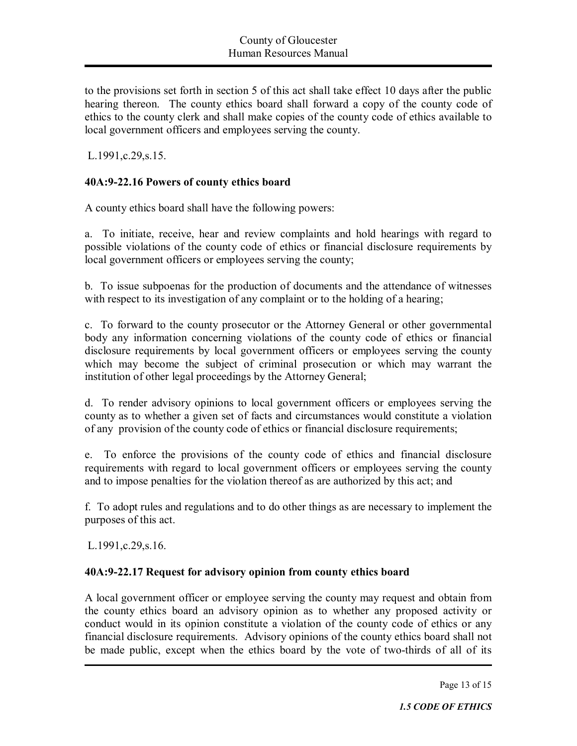to the provisions set forth in section 5 of this act shall take effect 10 days after the public hearing thereon. The county ethics board shall forward a copy of the county code of ethics to the county clerk and shall make copies of the county code of ethics available to local government officers and employees serving the county.

L.1991,c.29,s.15.

**40A:9-22.16 Powers of county ethics board**

A county ethics board shall have the following powers:

a. To initiate, receive, hear and review complaints and hold hearings with regard to possible violations of the county code of ethics or financial disclosure requirements by local government officers or employees serving the county;

b. To issue subpoenas for the production of documents and the attendance of witnesses with respect to its investigation of any complaint or to the holding of a hearing;

c. To forward to the county prosecutor or the Attorney General or other governmental body any information concerning violations of the county code of ethics or financial disclosure requirements by local government officers or employees serving the county which may become the subject of criminal prosecution or which may warrant the institution of other legal proceedings by the Attorney General;

d. To render advisory opinions to local government officers or employees serving the county as to whether a given set of facts and circumstances would constitute a violation of any provision of the county code of ethics or financial disclosure requirements;

e. To enforce the provisions of the county code of ethics and financial disclosure requirements with regard to local government officers or employees serving the county and to impose penalties for the violation thereof as are authorized by this act; and

f. To adopt rules and regulations and to do other things as are necessary to implement the purposes of this act.

L.1991,c.29,s.16.

**40A:9-22.17 Request for advisory opinion from county ethics board**

A local government officer or employee serving the county may request and obtain from the county ethics board an advisory opinion as to whether any proposed activity or conduct would in its opinion constitute a violation of the county code of ethics or any financial disclosure requirements. Advisory opinions of the county ethics board shall not be made public, except when the ethics board by the vote of two-thirds of all of its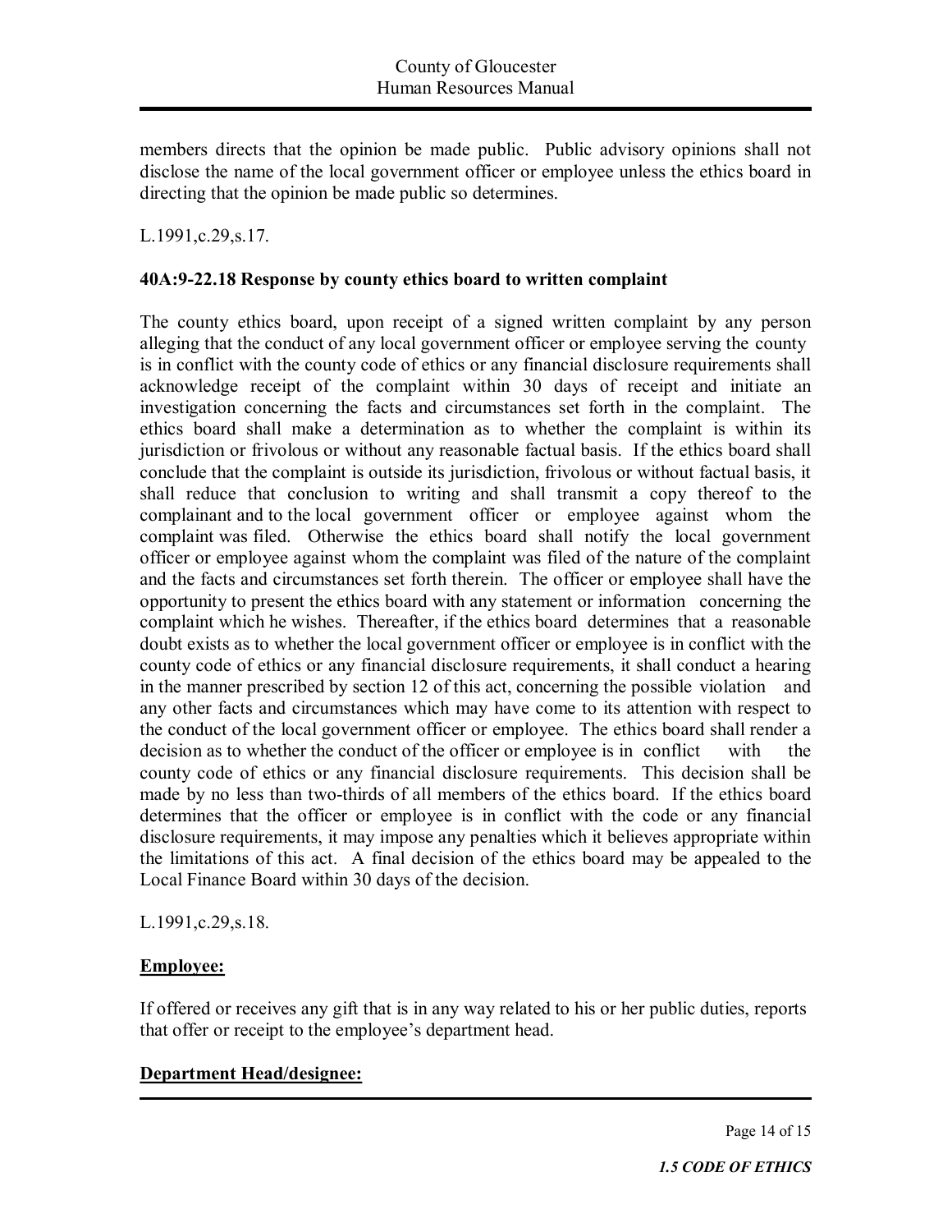members directs that the opinion be made public. Public advisory opinions shall not disclose the name of the local government officer or employee unless the ethics board in directing that the opinion be made public so determines.

L.1991,c.29,s.17.

**40A:9-22.18 Response by county ethics board to written complaint**

The county ethics board, upon receipt of a signed written complaint by any person alleging that the conduct of any local government officer or employee serving the county is in conflict with the county code of ethics or any financial disclosure requirements shall acknowledge receipt of the complaint within 30 days of receipt and initiate an investigation concerning the facts and circumstances set forth in the complaint. The ethics board shall make a determination as to whether the complaint is within its jurisdiction or frivolous or without any reasonable factual basis. If the ethics board shall conclude that the complaint is outside its jurisdiction, frivolous or without factual basis, it shall reduce that conclusion to writing and shall transmit a copy thereof to the complainant and to the local government officer or employee against whom the complaint was filed. Otherwise the ethics board shall notify the local government officer or employee against whom the complaint was filed of the nature of the complaint and the facts and circumstances set forth therein. The officer or employee shall have the opportunity to present the ethics board with any statement or information concerning the complaint which he wishes. Thereafter, if the ethics board determines that a reasonable doubt exists as to whether the local government officer or employee is in conflict with the county code of ethics or any financial disclosure requirements, it shall conduct a hearing in the manner prescribed by section 12 of this act, concerning the possible violation and any other facts and circumstances which may have come to its attention with respect to the conduct of the local government officer or employee. The ethics board shall render a decision as to whether the conduct of the officer or employee is in conflict with the county code of ethics or any financial disclosure requirements. This decision shall be made by no less than two-thirds of all members of the ethics board. If the ethics board determines that the officer or employee is in conflict with the code or any financial disclosure requirements, it may impose any penalties which it believes appropriate within the limitations of this act. A final decision of the ethics board may be appealed to the Local Finance Board within 30 days of the decision.

L.1991,c.29,s.18.

**Employee:**

If offered or receives any gift that is in any way related to his or her public duties, reports that offer or receipt to the employee's department head.

**Department Head/designee:**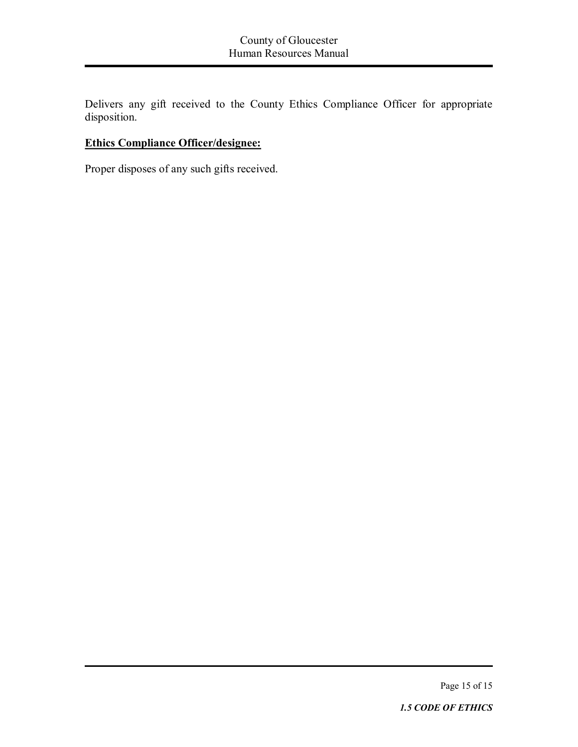Delivers any gift received to the County Ethics Compliance Officer for appropriate disposition.

**Ethics Compliance Officer/designee:**

Proper disposes of any such gifts received.